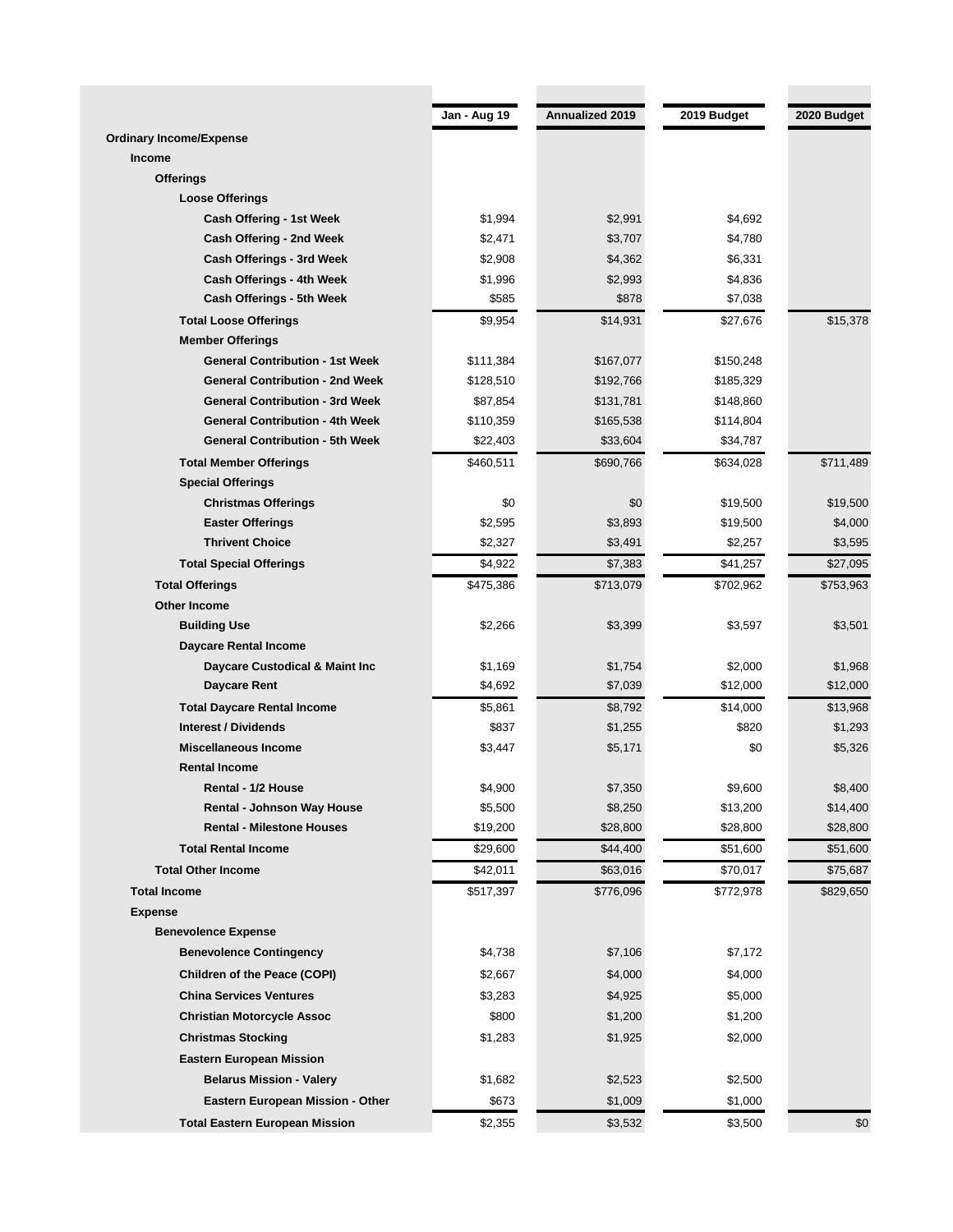| | Jan - Aug 19 | Annualized 2019 | 2019 Budget | 2020 Budget |
|---|---|---|---|---|
| **Ordinary Income/Expense** | | | | |
| **Income** | | | | |
| **Offerings** | | | | |
| **Loose Offerings** | | | | |
| **Cash Offering - 1st Week** | $1,994 | $2,991 | $4,692 | |
| **Cash Offering - 2nd Week** | $2,471 | $3,707 | $4,780 | |
| **Cash Offerings - 3rd Week** | $2,908 | $4,362 | $6,331 | |
| **Cash Offerings - 4th Week** | $1,996 | $2,993 | $4,836 | |
| **Cash Offerings - 5th Week** | $585 | $878 | $7,038 | |
| **Total Loose Offerings** | $9,954 | $14,931 | $27,676 | $15,378 |
| **Member Offerings** | | | | |
| **General Contribution - 1st Week** | $111,384 | $167,077 | $150,248 | |
| **General Contribution - 2nd Week** | $128,510 | $192,766 | $185,329 | |
| **General Contribution - 3rd Week** | $87,854 | $131,781 | $148,860 | |
| **General Contribution - 4th Week** | $110,359 | $165,538 | $114,804 | |
| **General Contribution - 5th Week** | $22,403 | $33,604 | $34,787 | |
| **Total Member Offerings** | $460,511 | $690,766 | $634,028 | $711,489 |
| **Special Offerings** | | | | |
| **Christmas Offerings** | $0 | $0 | $19,500 | $19,500 |
| **Easter Offerings** | $2,595 | $3,893 | $19,500 | $4,000 |
| **Thrivent Choice** | $2,327 | $3,491 | $2,257 | $3,595 |
| **Total Special Offerings** | $4,922 | $7,383 | $41,257 | $27,095 |
| **Total Offerings** | $475,386 | $713,079 | $702,962 | $753,963 |
| **Other Income** | | | | |
| **Building Use** | $2,266 | $3,399 | $3,597 | $3,501 |
| **Daycare Rental Income** | | | | |
| **Daycare Custodical & Maint Inc** | $1,169 | $1,754 | $2,000 | $1,968 |
| **Daycare Rent** | $4,692 | $7,039 | $12,000 | $12,000 |
| **Total Daycare Rental Income** | $5,861 | $8,792 | $14,000 | $13,968 |
| **Interest / Dividends** | $837 | $1,255 | $820 | $1,293 |
| **Miscellaneous Income** | $3,447 | $5,171 | $0 | $5,326 |
| **Rental Income** | | | | |
| **Rental - 1/2 House** | $4,900 | $7,350 | $9,600 | $8,400 |
| **Rental - Johnson Way House** | $5,500 | $8,250 | $13,200 | $14,400 |
| **Rental - Milestone Houses** | $19,200 | $28,800 | $28,800 | $28,800 |
| **Total Rental Income** | $29,600 | $44,400 | $51,600 | $51,600 |
| **Total Other Income** | $42,011 | $63,016 | $70,017 | $75,687 |
| **Total Income** | $517,397 | $776,096 | $772,978 | $829,650 |
| **Expense** | | | | |
| **Benevolence Expense** | | | | |
| **Benevolence Contingency** | $4,738 | $7,106 | $7,172 | |
| **Children of the Peace (COPI)** | $2,667 | $4,000 | $4,000 | |
| **China Services Ventures** | $3,283 | $4,925 | $5,000 | |
| **Christian Motorcycle Assoc** | $800 | $1,200 | $1,200 | |
| **Christmas Stocking** | $1,283 | $1,925 | $2,000 | |
| **Eastern European Mission** | | | | |
| **Belarus Mission - Valery** | $1,682 | $2,523 | $2,500 | |
| **Eastern European Mission - Other** | $673 | $1,009 | $1,000 | |
| **Total Eastern European Mission** | $2,355 | $3,532 | $3,500 | $0 |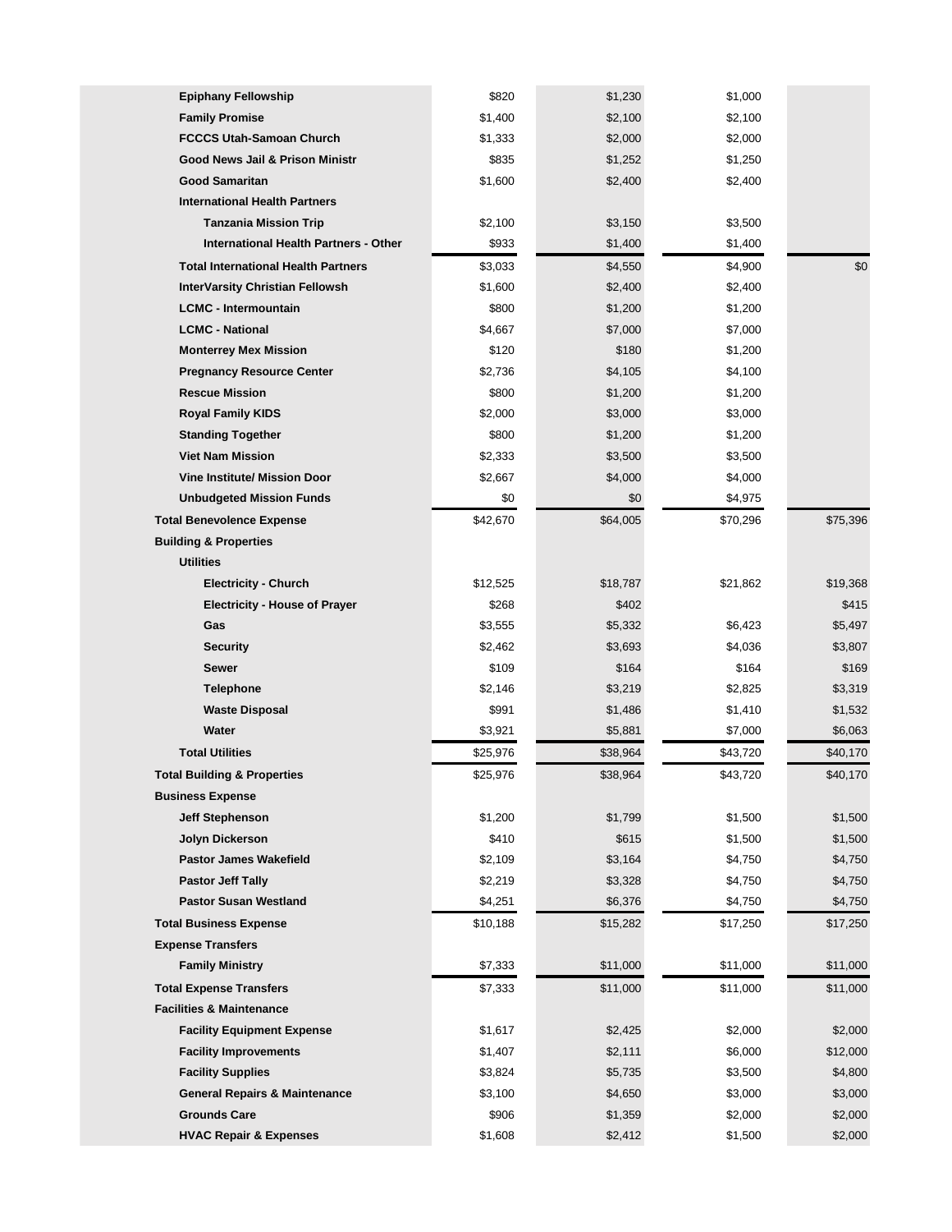| | | | | |
|---|---|---|---|---|
| **Epiphany Fellowship** | $820 | $1,230 | $1,000 | |
| **Family Promise** | $1,400 | $2,100 | $2,100 | |
| **FCCCS Utah-Samoan Church** | $1,333 | $2,000 | $2,000 | |
| **Good News Jail & Prison Ministr** | $835 | $1,252 | $1,250 | |
| **Good Samaritan** | $1,600 | $2,400 | $2,400 | |
| **International Health Partners** | | | | |
| **Tanzania Mission Trip** | $2,100 | $3,150 | $3,500 | |
| **International Health Partners - Other** | $933 | $1,400 | $1,400 | |
| **Total International Health Partners** | $3,033 | $4,550 | $4,900 | $0 |
| **InterVarsity Christian Fellowsh** | $1,600 | $2,400 | $2,400 | |
| **LCMC - Intermountain** | $800 | $1,200 | $1,200 | |
| **LCMC - National** | $4,667 | $7,000 | $7,000 | |
| **Monterrey Mex Mission** | $120 | $180 | $1,200 | |
| **Pregnancy Resource Center** | $2,736 | $4,105 | $4,100 | |
| **Rescue Mission** | $800 | $1,200 | $1,200 | |
| **Royal Family KIDS** | $2,000 | $3,000 | $3,000 | |
| **Standing Together** | $800 | $1,200 | $1,200 | |
| **Viet Nam Mission** | $2,333 | $3,500 | $3,500 | |
| **Vine Institute/ Mission Door** | $2,667 | $4,000 | $4,000 | |
| **Unbudgeted Mission Funds** | $0 | $0 | $4,975 | |
| **Total Benevolence Expense** | $42,670 | $64,005 | $70,296 | $75,396 |
| **Building & Properties** | | | | |
| **Utilities** | | | | |
| **Electricity - Church** | $12,525 | $18,787 | $21,862 | $19,368 |
| **Electricity - House of Prayer** | $268 | $402 | | $415 |
| **Gas** | $3,555 | $5,332 | $6,423 | $5,497 |
| **Security** | $2,462 | $3,693 | $4,036 | $3,807 |
| **Sewer** | $109 | $164 | $164 | $169 |
| **Telephone** | $2,146 | $3,219 | $2,825 | $3,319 |
| **Waste Disposal** | $991 | $1,486 | $1,410 | $1,532 |
| **Water** | $3,921 | $5,881 | $7,000 | $6,063 |
| **Total Utilities** | $25,976 | $38,964 | $43,720 | $40,170 |
| **Total Building & Properties** | $25,976 | $38,964 | $43,720 | $40,170 |
| **Business Expense** | | | | |
| **Jeff Stephenson** | $1,200 | $1,799 | $1,500 | $1,500 |
| **Jolyn Dickerson** | $410 | $615 | $1,500 | $1,500 |
| **Pastor James Wakefield** | $2,109 | $3,164 | $4,750 | $4,750 |
| **Pastor Jeff Tally** | $2,219 | $3,328 | $4,750 | $4,750 |
| **Pastor Susan Westland** | $4,251 | $6,376 | $4,750 | $4,750 |
| **Total Business Expense** | $10,188 | $15,282 | $17,250 | $17,250 |
| **Expense Transfers** | | | | |
| **Family Ministry** | $7,333 | $11,000 | $11,000 | $11,000 |
| **Total Expense Transfers** | $7,333 | $11,000 | $11,000 | $11,000 |
| **Facilities & Maintenance** | | | | |
| **Facility Equipment Expense** | $1,617 | $2,425 | $2,000 | $2,000 |
| **Facility Improvements** | $1,407 | $2,111 | $6,000 | $12,000 |
| **Facility Supplies** | $3,824 | $5,735 | $3,500 | $4,800 |
| **General Repairs & Maintenance** | $3,100 | $4,650 | $3,000 | $3,000 |
| **Grounds Care** | $906 | $1,359 | $2,000 | $2,000 |
| **HVAC Repair & Expenses** | $1,608 | $2,412 | $1,500 | $2,000 |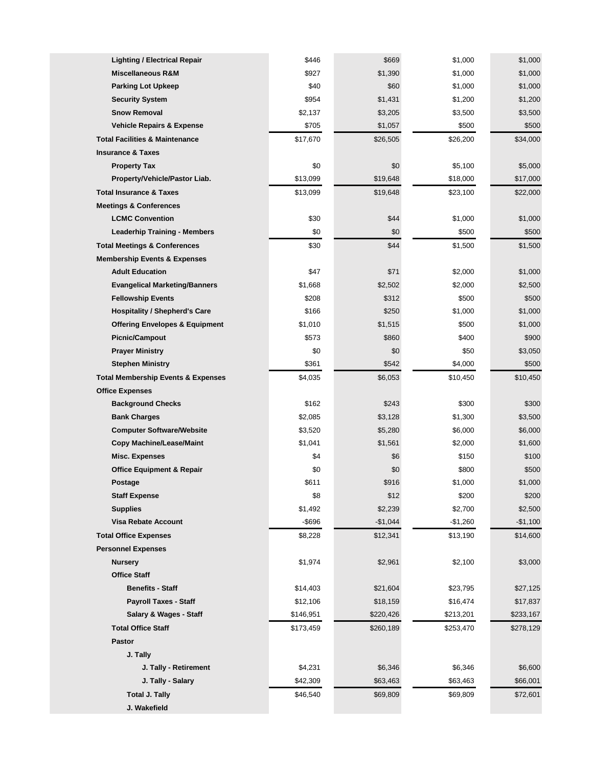| | | | | |
|---|---|---|---|---|
| Lighting / Electrical Repair | $446 | $669 | $1,000 | $1,000 |
| Miscellaneous R&M | $927 | $1,390 | $1,000 | $1,000 |
| Parking Lot Upkeep | $40 | $60 | $1,000 | $1,000 |
| Security System | $954 | $1,431 | $1,200 | $1,200 |
| Snow Removal | $2,137 | $3,205 | $3,500 | $3,500 |
| Vehicle Repairs & Expense | $705 | $1,057 | $500 | $500 |
| **Total Facilities & Maintenance** | $17,670 | $26,505 | $26,200 | $34,000 |
| **Insurance & Taxes** | | | | |
| Property Tax | $0 | $0 | $5,100 | $5,000 |
| Property/Vehicle/Pastor Liab. | $13,099 | $19,648 | $18,000 | $17,000 |
| **Total Insurance & Taxes** | $13,099 | $19,648 | $23,100 | $22,000 |
| **Meetings & Conferences** | | | | |
| LCMC Convention | $30 | $44 | $1,000 | $1,000 |
| Leaderhip Training - Members | $0 | $0 | $500 | $500 |
| **Total Meetings & Conferences** | $30 | $44 | $1,500 | $1,500 |
| **Membership Events & Expenses** | | | | |
| Adult Education | $47 | $71 | $2,000 | $1,000 |
| Evangelical Marketing/Banners | $1,668 | $2,502 | $2,000 | $2,500 |
| Fellowship Events | $208 | $312 | $500 | $500 |
| Hospitality / Shepherd's Care | $166 | $250 | $1,000 | $1,000 |
| Offering Envelopes & Equipment | $1,010 | $1,515 | $500 | $1,000 |
| Picnic/Campout | $573 | $860 | $400 | $900 |
| Prayer Ministry | $0 | $0 | $50 | $3,050 |
| Stephen Ministry | $361 | $542 | $4,000 | $500 |
| **Total Membership Events & Expenses** | $4,035 | $6,053 | $10,450 | $10,450 |
| **Office Expenses** | | | | |
| Background Checks | $162 | $243 | $300 | $300 |
| Bank Charges | $2,085 | $3,128 | $1,300 | $3,500 |
| Computer Software/Website | $3,520 | $5,280 | $6,000 | $6,000 |
| Copy Machine/Lease/Maint | $1,041 | $1,561 | $2,000 | $1,600 |
| Misc. Expenses | $4 | $6 | $150 | $100 |
| Office Equipment & Repair | $0 | $0 | $800 | $500 |
| Postage | $611 | $916 | $1,000 | $1,000 |
| Staff Expense | $8 | $12 | $200 | $200 |
| Supplies | $1,492 | $2,239 | $2,700 | $2,500 |
| Visa Rebate Account | -$696 | -$1,044 | -$1,260 | -$1,100 |
| **Total Office Expenses** | $8,228 | $12,341 | $13,190 | $14,600 |
| **Personnel Expenses** | | | | |
| Nursery | $1,974 | $2,961 | $2,100 | $3,000 |
| Office Staff | | | | |
| Benefits - Staff | $14,403 | $21,604 | $23,795 | $27,125 |
| Payroll Taxes - Staff | $12,106 | $18,159 | $16,474 | $17,837 |
| Salary & Wages - Staff | $146,951 | $220,426 | $213,201 | $233,167 |
| **Total Office Staff** | $173,459 | $260,189 | $253,470 | $278,129 |
| Pastor | | | | |
| J. Tally | | | | |
| J. Tally - Retirement | $4,231 | $6,346 | $6,346 | $6,600 |
| J. Tally - Salary | $42,309 | $63,463 | $63,463 | $66,001 |
| **Total J. Tally** | $46,540 | $69,809 | $69,809 | $72,601 |
| J. Wakefield | | | | |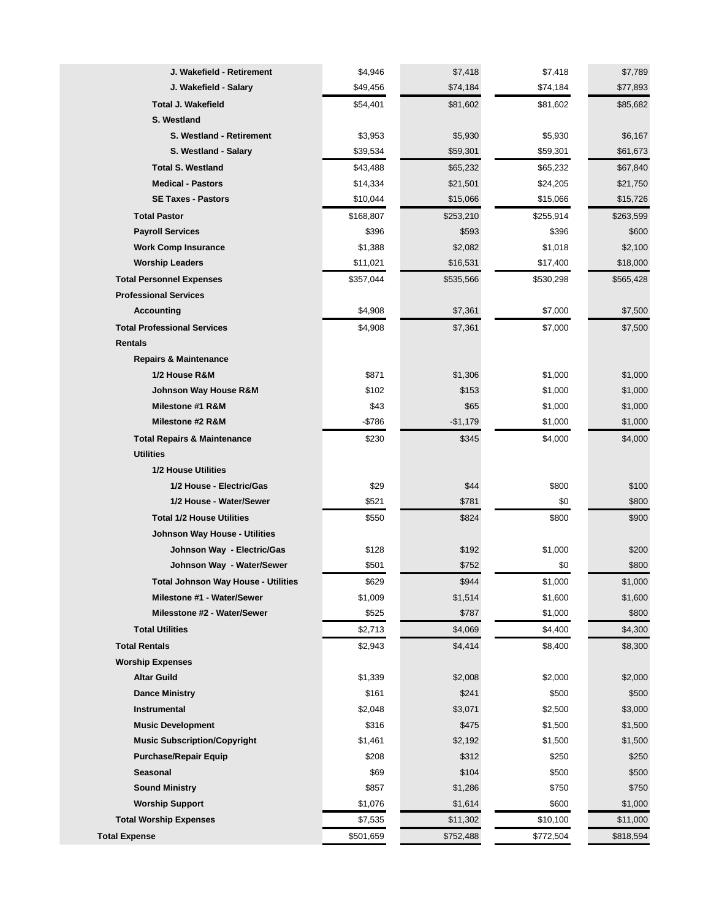| | | | | |
|---|---|---|---|---|
| J. Wakefield - Retirement | $4,946 | $7,418 | $7,418 | $7,789 |
| J. Wakefield - Salary | $49,456 | $74,184 | $74,184 | $77,893 |
| Total J. Wakefield | $54,401 | $81,602 | $81,602 | $85,682 |
| S. Westland | | | | |
| S. Westland - Retirement | $3,953 | $5,930 | $5,930 | $6,167 |
| S. Westland - Salary | $39,534 | $59,301 | $59,301 | $61,673 |
| Total S. Westland | $43,488 | $65,232 | $65,232 | $67,840 |
| Medical - Pastors | $14,334 | $21,501 | $24,205 | $21,750 |
| SE Taxes - Pastors | $10,044 | $15,066 | $15,066 | $15,726 |
| Total Pastor | $168,807 | $253,210 | $255,914 | $263,599 |
| Payroll Services | $396 | $593 | $396 | $600 |
| Work Comp Insurance | $1,388 | $2,082 | $1,018 | $2,100 |
| Worship Leaders | $11,021 | $16,531 | $17,400 | $18,000 |
| Total Personnel Expenses | $357,044 | $535,566 | $530,298 | $565,428 |
| Professional Services | | | | |
| Accounting | $4,908 | $7,361 | $7,000 | $7,500 |
| Total Professional Services | $4,908 | $7,361 | $7,000 | $7,500 |
| Rentals | | | | |
| Repairs & Maintenance | | | | |
| 1/2 House R&M | $871 | $1,306 | $1,000 | $1,000 |
| Johnson Way House R&M | $102 | $153 | $1,000 | $1,000 |
| Milestone #1 R&M | $43 | $65 | $1,000 | $1,000 |
| Milestone #2 R&M | -$786 | -$1,179 | $1,000 | $1,000 |
| Total Repairs & Maintenance | $230 | $345 | $4,000 | $4,000 |
| Utilities | | | | |
| 1/2 House Utilities | | | | |
| 1/2 House - Electric/Gas | $29 | $44 | $800 | $100 |
| 1/2 House - Water/Sewer | $521 | $781 | $0 | $800 |
| Total 1/2 House Utilities | $550 | $824 | $800 | $900 |
| Johnson Way House - Utilities | | | | |
| Johnson Way - Electric/Gas | $128 | $192 | $1,000 | $200 |
| Johnson Way - Water/Sewer | $501 | $752 | $0 | $800 |
| Total Johnson Way House - Utilities | $629 | $944 | $1,000 | $1,000 |
| Milestone #1 - Water/Sewer | $1,009 | $1,514 | $1,600 | $1,600 |
| Milesstone #2 - Water/Sewer | $525 | $787 | $1,000 | $800 |
| Total Utilities | $2,713 | $4,069 | $4,400 | $4,300 |
| Total Rentals | $2,943 | $4,414 | $8,400 | $8,300 |
| Worship Expenses | | | | |
| Altar Guild | $1,339 | $2,008 | $2,000 | $2,000 |
| Dance Ministry | $161 | $241 | $500 | $500 |
| Instrumental | $2,048 | $3,071 | $2,500 | $3,000 |
| Music Development | $316 | $475 | $1,500 | $1,500 |
| Music Subscription/Copyright | $1,461 | $2,192 | $1,500 | $1,500 |
| Purchase/Repair Equip | $208 | $312 | $250 | $250 |
| Seasonal | $69 | $104 | $500 | $500 |
| Sound Ministry | $857 | $1,286 | $750 | $750 |
| Worship Support | $1,076 | $1,614 | $600 | $1,000 |
| Total Worship Expenses | $7,535 | $11,302 | $10,100 | $11,000 |
| Total Expense | $501,659 | $752,488 | $772,504 | $818,594 |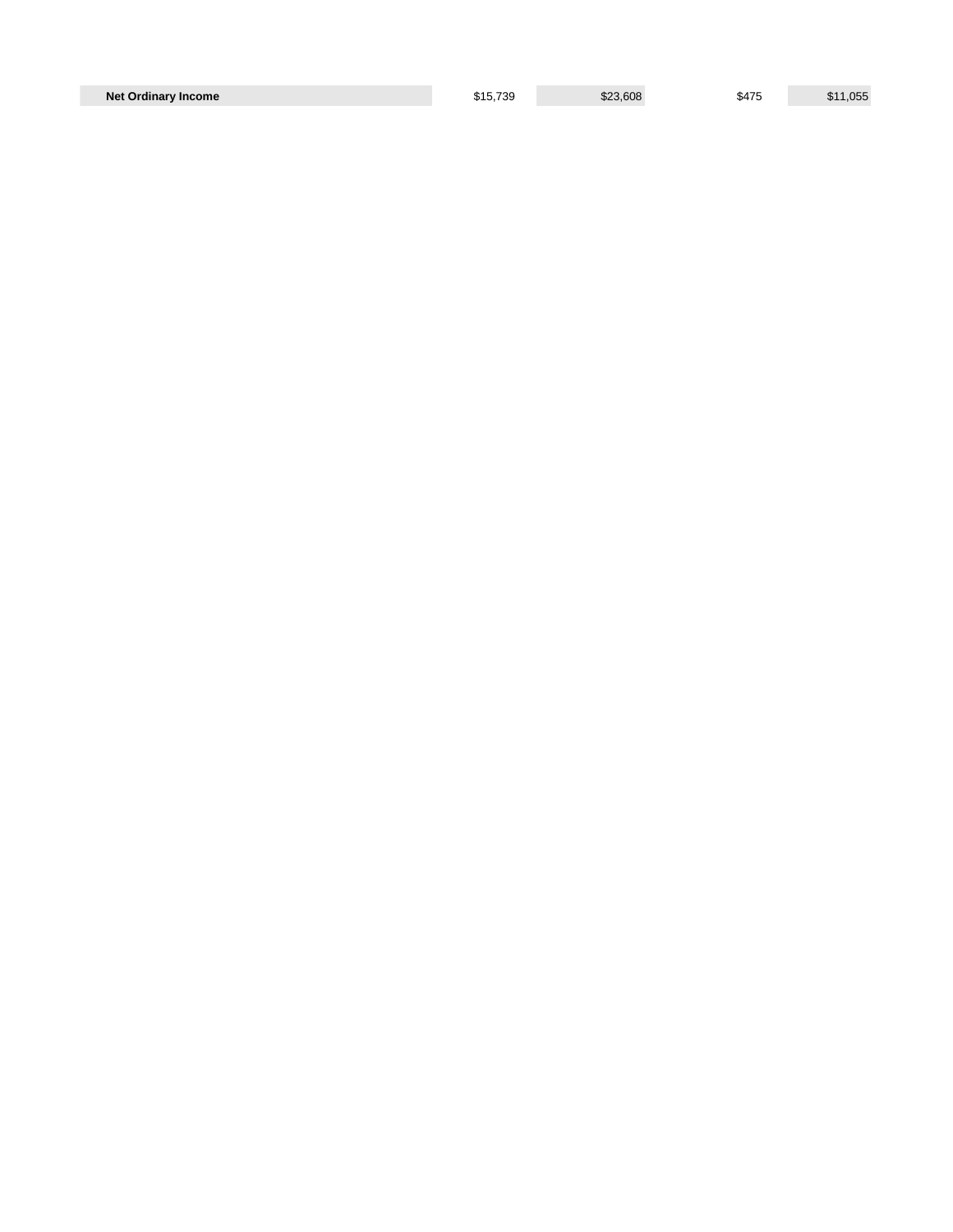| | | | | |
|---|---|---|---|---|
| **Net Ordinary Income** | $15,739 | $23,608 | $475 | $11,055 |